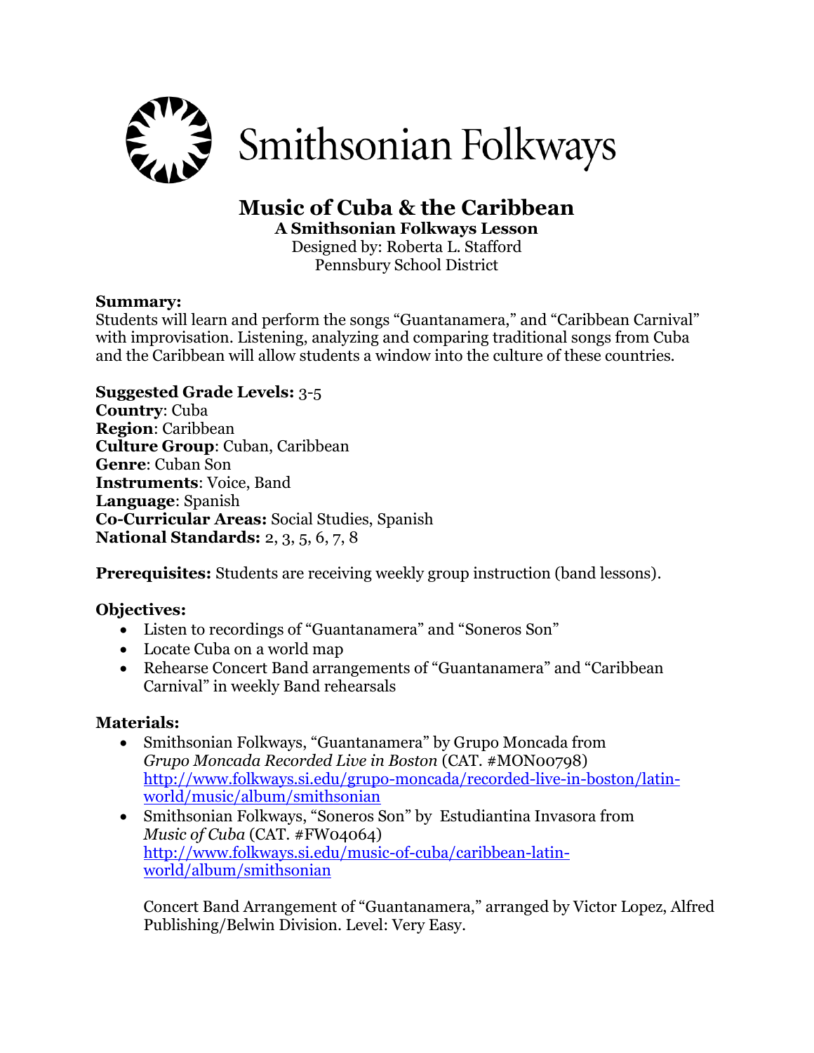Smithsonian Folkways

# Music of Cuba & the Caribbean

**A Smithsonian Folkways Lesson**
Designed by: Roberta L. Stafford
Pennsbury School District

**Summary:**
Students will learn and perform the songs "Guantanamera," and "Caribbean Carnival" with improvisation. Listening, analyzing and comparing traditional songs from Cuba and the Caribbean will allow students a window into the culture of these countries.

**Suggested Grade Levels:** 3-5
**Country**: Cuba
**Region**: Caribbean
**Culture Group**: Cuban, Caribbean
**Genre**: Cuban Son
**Instruments**: Voice, Band
**Language**: Spanish
**Co-Curricular Areas:** Social Studies, Spanish
**National Standards:** 2, 3, 5, 6, 7, 8

**Prerequisites:** Students are receiving weekly group instruction (band lessons).

**Objectives:**

- Listen to recordings of "Guantanamera" and "Soneros Son"
- Locate Cuba on a world map
- Rehearse Concert Band arrangements of "Guantanamera" and "Caribbean Carnival" in weekly Band rehearsals

**Materials:**

- Smithsonian Folkways, "Guantanamera" by Grupo Moncada from *Grupo Moncada Recorded Live in Boston* (CAT. #MON00798) http://www.folkways.si.edu/grupo-moncada/recorded-live-in-boston/latin-world/music/album/smithsonian
- Smithsonian Folkways, "Soneros Son" by Estudiantina Invasora from *Music of Cuba* (CAT. #FW04064) http://www.folkways.si.edu/music-of-cuba/caribbean-latin-world/album/smithsonian

  Concert Band Arrangement of "Guantanamera," arranged by Victor Lopez, Alfred Publishing/Belwin Division. Level: Very Easy.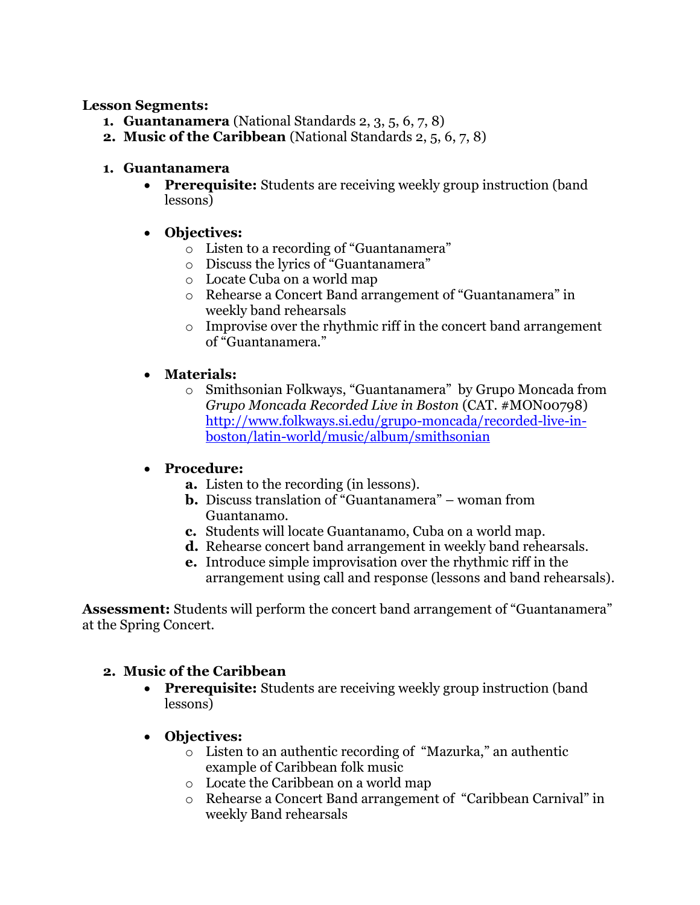**Lesson Segments:**

1. **Guantanamera** (National Standards 2, 3, 5, 6, 7, 8)
2. **Music of the Caribbean** (National Standards 2, 5, 6, 7, 8)

1. **Guantanamera**
   - **Prerequisite:** Students are receiving weekly group instruction (band lessons)
   - **Objectives:**
     - Listen to a recording of "Guantanamera"
     - Discuss the lyrics of "Guantanamera"
     - Locate Cuba on a world map
     - Rehearse a Concert Band arrangement of "Guantanamera" in weekly band rehearsals
     - Improvise over the rhythmic riff in the concert band arrangement of "Guantanamera."
   - **Materials:**
     - Smithsonian Folkways, "Guantanamera" by Grupo Moncada from *Grupo Moncada Recorded Live in Boston* (CAT. #MON00798) [http://www.folkways.si.edu/grupo-moncada/recorded-live-in-boston/latin-world/music/album/smithsonian](http://www.folkways.si.edu/grupo-moncada/recorded-live-in-boston/latin-world/music/album/smithsonian)
   - **Procedure:**
     - **a.** Listen to the recording (in lessons).
     - **b.** Discuss translation of "Guantanamera" – woman from Guantanamo.
     - **c.** Students will locate Guantanamo, Cuba on a world map.
     - **d.** Rehearse concert band arrangement in weekly band rehearsals.
     - **e.** Introduce simple improvisation over the rhythmic riff in the arrangement using call and response (lessons and band rehearsals).

**Assessment:** Students will perform the concert band arrangement of "Guantanamera" at the Spring Concert.

2. **Music of the Caribbean**
   - **Prerequisite:** Students are receiving weekly group instruction (band lessons)
   - **Objectives:**
     - Listen to an authentic recording of "Mazurka," an authentic example of Caribbean folk music
     - Locate the Caribbean on a world map
     - Rehearse a Concert Band arrangement of "Caribbean Carnival" in weekly Band rehearsals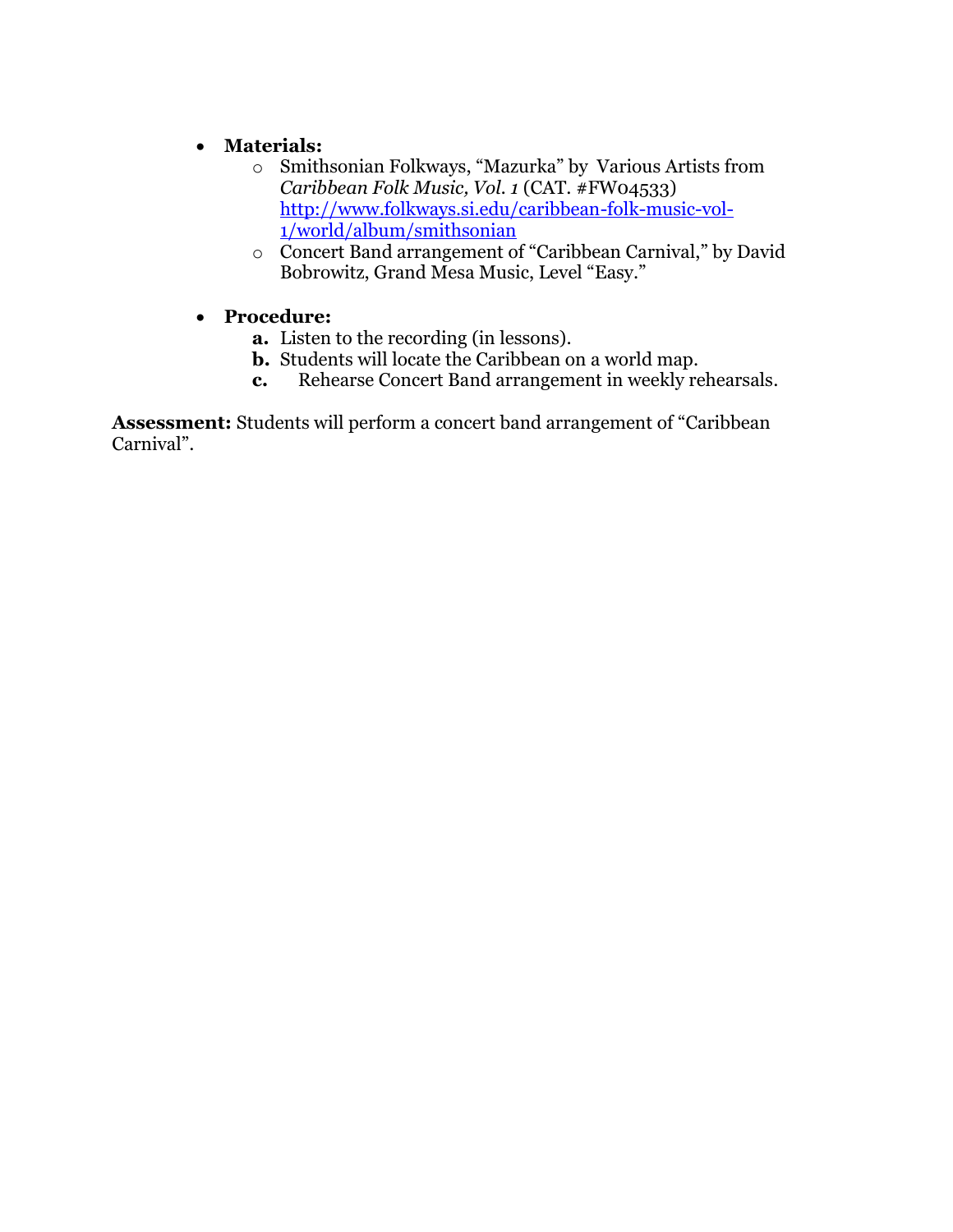- **Materials:**
  - Smithsonian Folkways, "Mazurka" by Various Artists from *Caribbean Folk Music, Vol. 1* (CAT. #FW04533) [http://www.folkways.si.edu/caribbean-folk-music-vol-1/world/album/smithsonian](http://www.folkways.si.edu/caribbean-folk-music-vol-1/world/album/smithsonian)
  - Concert Band arrangement of "Caribbean Carnival," by David Bobrowitz, Grand Mesa Music, Level "Easy."

- **Procedure:**
  - **a.** Listen to the recording (in lessons).
  - **b.** Students will locate the Caribbean on a world map.
  - **c.** Rehearse Concert Band arrangement in weekly rehearsals.

**Assessment:** Students will perform a concert band arrangement of "Caribbean Carnival".